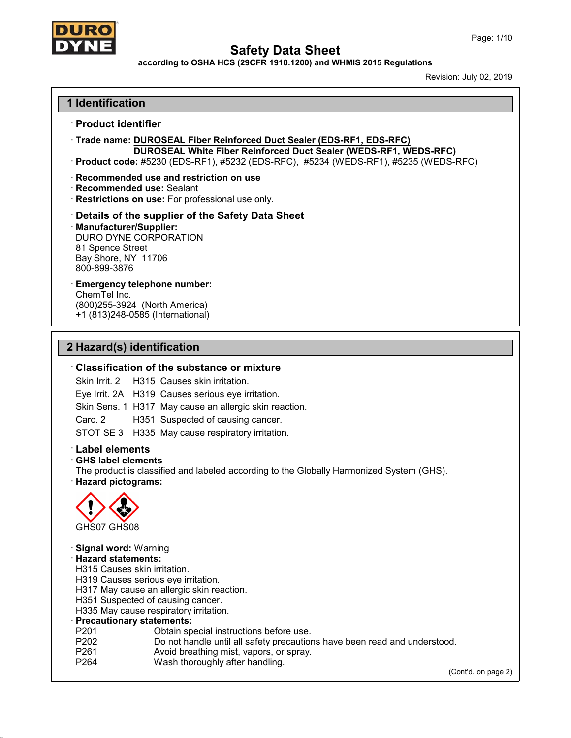# Safety Data Sheet

**according to OSHA HCS (29CFR 1910.1200) and WHMIS 2015 Regulations**

Revision: July 02, 2019

## 1 Identification

### · Product identifier

· **Trade name:** **DUROSEAL Fiber Reinforced Duct Sealer (EDS-RF1, EDS-RFC)**
**DUROSEAL White Fiber Reinforced Duct Sealer (WEDS-RF1, WEDS-RFC)**

· **Product code:** #5230 (EDS-RF1), #5232 (EDS-RFC), #5234 (WEDS-RF1), #5235 (WEDS-RFC)

· **Recommended use and restriction on use**
· **Recommended use:** Sealant
· **Restrictions on use:** For professional use only.

### · Details of the supplier of the Safety Data Sheet

· **Manufacturer/Supplier:**
DURO DYNE CORPORATION
81 Spence Street
Bay Shore, NY 11706
800-899-3876

· **Emergency telephone number:**
ChemTel Inc.
(800)255-3924 (North America)
+1 (813)248-0585 (International)

## 2 Hazard(s) identification

### · Classification of the substance or mixture

Skin Irrit. 2 H315 Causes skin irritation.
Eye Irrit. 2A H319 Causes serious eye irritation.
Skin Sens. 1 H317 May cause an allergic skin reaction.
Carc. 2 H351 Suspected of causing cancer.
STOT SE 3 H335 May cause respiratory irritation.

### · Label elements

· **GHS label elements**
The product is classified and labeled according to the Globally Harmonized System (GHS).

· **Hazard pictograms:**

GHS07 GHS08

· **Signal word:** Warning

· **Hazard statements:**
H315 Causes skin irritation.
H319 Causes serious eye irritation.
H317 May cause an allergic skin reaction.
H351 Suspected of causing cancer.
H335 May cause respiratory irritation.

· **Precautionary statements:**

| | |
|---|---|
| P201 | Obtain special instructions before use. |
| P202 | Do not handle until all safety precautions have been read and understood. |
| P261 | Avoid breathing mist, vapors, or spray. |
| P264 | Wash thoroughly after handling. |

(Cont'd. on page 2)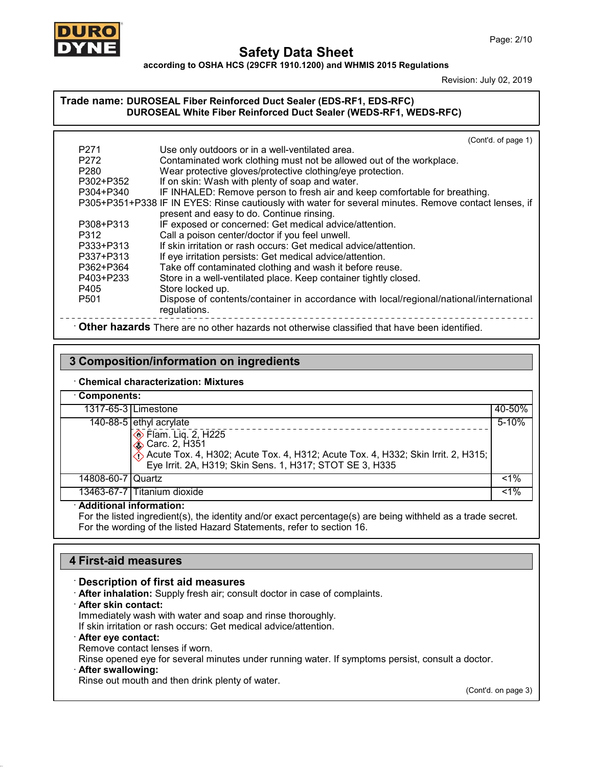# Safety Data Sheet

**according to OSHA HCS (29CFR 1910.1200) and WHMIS 2015 Regulations**

Revision: July 02, 2019

**Trade name: DUROSEAL Fiber Reinforced Duct Sealer (EDS-RF1, EDS-RFC)**
**DUROSEAL White Fiber Reinforced Duct Sealer (WEDS-RF1, WEDS-RFC)**

(Cont'd. of page 1)

| | |
|---|---|
| P271 | Use only outdoors or in a well-ventilated area. |
| P272 | Contaminated work clothing must not be allowed out of the workplace. |
| P280 | Wear protective gloves/protective clothing/eye protection. |
| P302+P352 | If on skin: Wash with plenty of soap and water. |
| P304+P340 | IF INHALED: Remove person to fresh air and keep comfortable for breathing. |
| P305+P351+P338 | IF IN EYES: Rinse cautiously with water for several minutes. Remove contact lenses, if present and easy to do. Continue rinsing. |
| P308+P313 | IF exposed or concerned: Get medical advice/attention. |
| P312 | Call a poison center/doctor if you feel unwell. |
| P333+P313 | If skin irritation or rash occurs: Get medical advice/attention. |
| P337+P313 | If eye irritation persists: Get medical advice/attention. |
| P362+P364 | Take off contaminated clothing and wash it before reuse. |
| P403+P233 | Store in a well-ventilated place. Keep container tightly closed. |
| P405 | Store locked up. |
| P501 | Dispose of contents/container in accordance with local/regional/national/international regulations. |

· **Other hazards** There are no other hazards not otherwise classified that have been identified.

## 3 Composition/information on ingredients

· **Chemical characterization: Mixtures**

· **Components:**

| CAS | Component | % |
|---|---|---|
| 1317-65-3 | Limestone | 40-50% |
| 140-88-5 | ethyl acrylate<br>Flam. Liq. 2, H225<br>Carc. 2, H351<br>Acute Tox. 4, H302; Acute Tox. 4, H312; Acute Tox. 4, H332; Skin Irrit. 2, H315; Eye Irrit. 2A, H319; Skin Sens. 1, H317; STOT SE 3, H335 | 5-10% |
| 14808-60-7 | Quartz | <1% |
| 13463-67-7 | Titanium dioxide | <1% |

· **Additional information:**
For the listed ingredient(s), the identity and/or exact percentage(s) are being withheld as a trade secret.
For the wording of the listed Hazard Statements, refer to section 16.

## 4 First-aid measures

· **Description of first aid measures**

· **After inhalation:** Supply fresh air; consult doctor in case of complaints.

· **After skin contact:**
Immediately wash with water and soap and rinse thoroughly.
If skin irritation or rash occurs: Get medical advice/attention.

· **After eye contact:**
Remove contact lenses if worn.
Rinse opened eye for several minutes under running water. If symptoms persist, consult a doctor.

· **After swallowing:**
Rinse out mouth and then drink plenty of water.

(Cont'd. on page 3)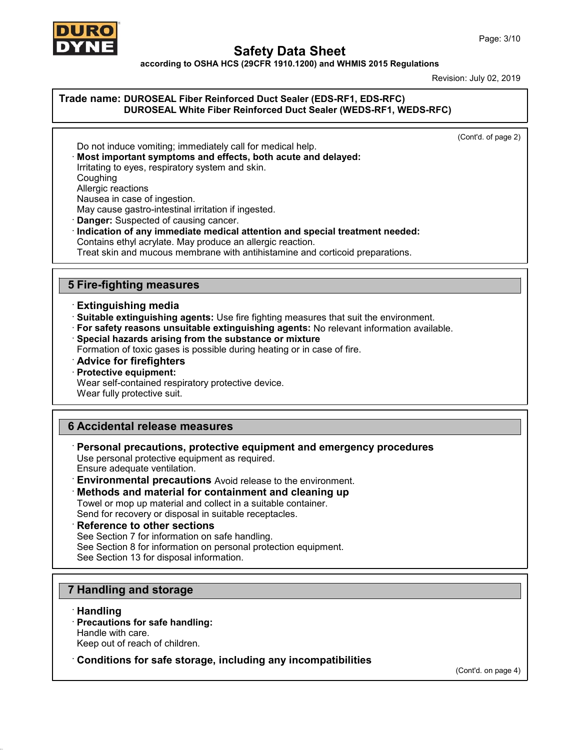# Safety Data Sheet

according to OSHA HCS (29CFR 1910.1200) and WHMIS 2015 Regulations

Revision: July 02, 2019

**Trade name: DUROSEAL Fiber Reinforced Duct Sealer (EDS-RF1, EDS-RFC)**
**DUROSEAL White Fiber Reinforced Duct Sealer (WEDS-RF1, WEDS-RFC)**

(Cont'd. of page 2)

Do not induce vomiting; immediately call for medical help.

· **Most important symptoms and effects, both acute and delayed:**
Irritating to eyes, respiratory system and skin.
Coughing
Allergic reactions
Nausea in case of ingestion.
May cause gastro-intestinal irritation if ingested.

· **Danger:** Suspected of causing cancer.

· **Indication of any immediate medical attention and special treatment needed:**
Contains ethyl acrylate. May produce an allergic reaction.
Treat skin and mucous membrane with antihistamine and corticoid preparations.

## 5 Fire-fighting measures

· **Extinguishing media**

· **Suitable extinguishing agents:** Use fire fighting measures that suit the environment.

· **For safety reasons unsuitable extinguishing agents:** No relevant information available.

· **Special hazards arising from the substance or mixture**
Formation of toxic gases is possible during heating or in case of fire.

· **Advice for firefighters**

· **Protective equipment:**
Wear self-contained respiratory protective device.
Wear fully protective suit.

## 6 Accidental release measures

· **Personal precautions, protective equipment and emergency procedures**
Use personal protective equipment as required.
Ensure adequate ventilation.

· **Environmental precautions** Avoid release to the environment.

· **Methods and material for containment and cleaning up**
Towel or mop up material and collect in a suitable container.
Send for recovery or disposal in suitable receptacles.

· **Reference to other sections**
See Section 7 for information on safe handling.
See Section 8 for information on personal protection equipment.
See Section 13 for disposal information.

## 7 Handling and storage

· **Handling**

· **Precautions for safe handling:**
Handle with care.
Keep out of reach of children.

· **Conditions for safe storage, including any incompatibilities**

(Cont'd. on page 4)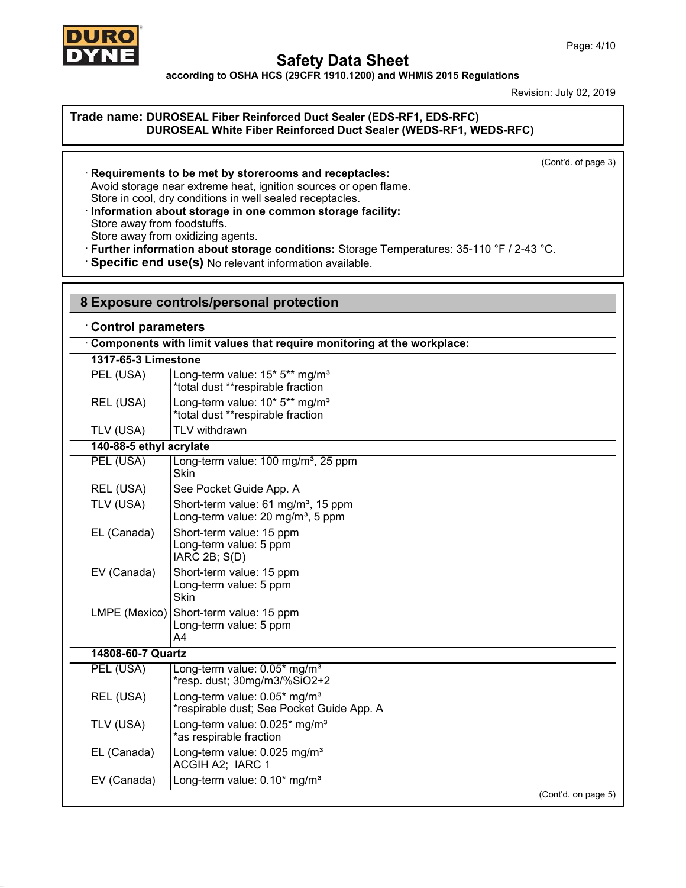**Trade name: DUROSEAL Fiber Reinforced Duct Sealer (EDS-RF1, EDS-RFC)**
**DUROSEAL White Fiber Reinforced Duct Sealer (WEDS-RF1, WEDS-RFC)**

(Cont'd. of page 3)

· **Requirements to be met by storerooms and receptacles:**
Avoid storage near extreme heat, ignition sources or open flame.
Store in cool, dry conditions in well sealed receptacles.
· **Information about storage in one common storage facility:**
Store away from foodstuffs.
Store away from oxidizing agents.
· **Further information about storage conditions:** Storage Temperatures: 35-110 °F / 2-43 °C.
· **Specific end use(s)** No relevant information available.

## 8 Exposure controls/personal protection

· **Control parameters**

| · **Components with limit values that require monitoring at the workplace:** | |
|---|---|
| **1317-65-3 Limestone** | |
| PEL (USA) | Long-term value: 15* 5** mg/m³<br>*total dust **respirable fraction |
| REL (USA) | Long-term value: 10* 5** mg/m³<br>*total dust **respirable fraction |
| TLV (USA) | TLV withdrawn |
| **140-88-5 ethyl acrylate** | |
| PEL (USA) | Long-term value: 100 mg/m³, 25 ppm<br>Skin |
| REL (USA) | See Pocket Guide App. A |
| TLV (USA) | Short-term value: 61 mg/m³, 15 ppm<br>Long-term value: 20 mg/m³, 5 ppm |
| EL (Canada) | Short-term value: 15 ppm<br>Long-term value: 5 ppm<br>IARC 2B; S(D) |
| EV (Canada) | Short-term value: 15 ppm<br>Long-term value: 5 ppm<br>Skin |
| LMPE (Mexico) | Short-term value: 15 ppm<br>Long-term value: 5 ppm<br>A4 |
| **14808-60-7 Quartz** | |
| PEL (USA) | Long-term value: 0.05* mg/m³<br>*resp. dust; 30mg/m3/%SiO2+2 |
| REL (USA) | Long-term value: 0.05* mg/m³<br>*respirable dust; See Pocket Guide App. A |
| TLV (USA) | Long-term value: 0.025* mg/m³<br>*as respirable fraction |
| EL (Canada) | Long-term value: 0.025 mg/m³<br>ACGIH A2; IARC 1 |
| EV (Canada) | Long-term value: 0.10* mg/m³ |

(Cont'd. on page 5)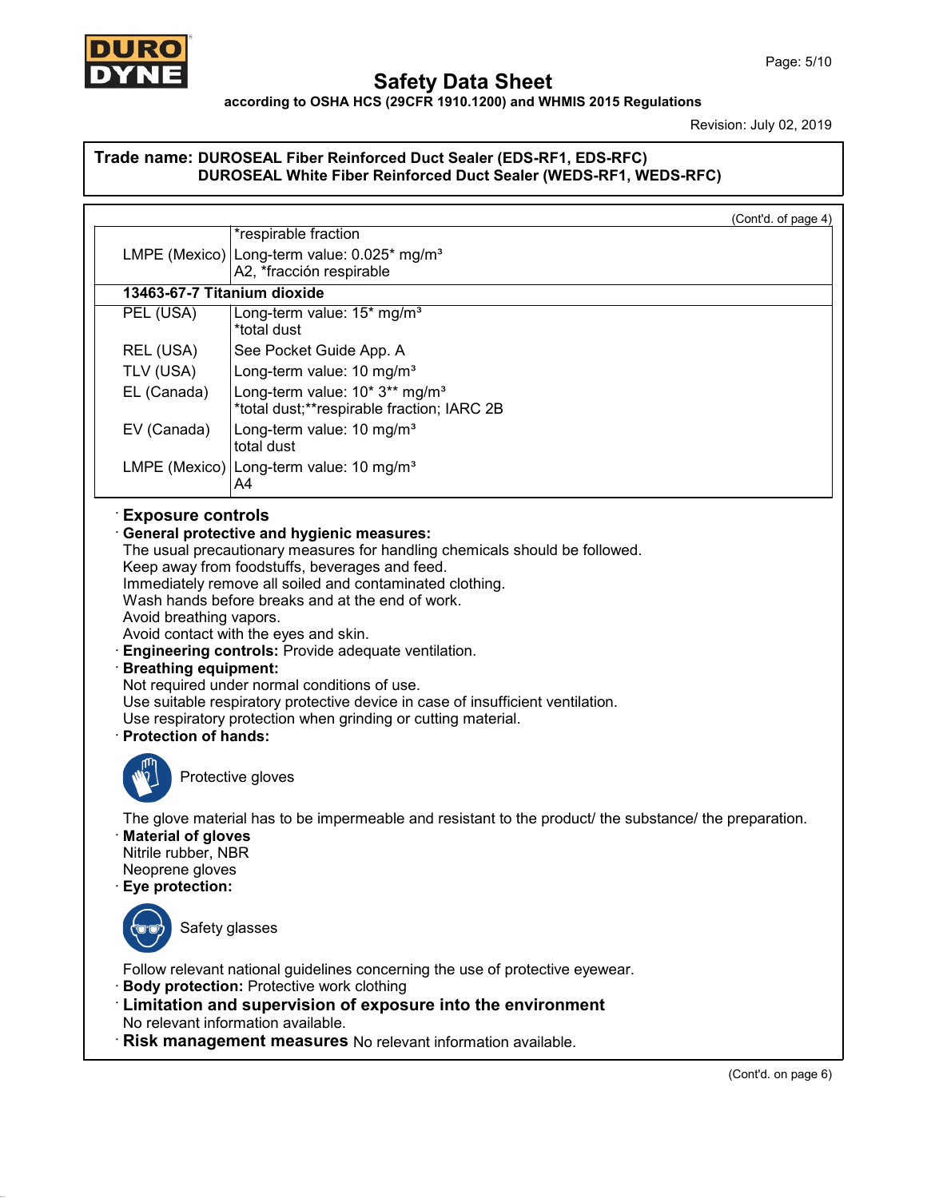**Trade name: DUROSEAL Fiber Reinforced Duct Sealer (EDS-RF1, EDS-RFC)**
**DUROSEAL White Fiber Reinforced Duct Sealer (WEDS-RF1, WEDS-RFC)**

(Cont'd. of page 4)

| | |
|---|---|
| | *respirable fraction |
| LMPE (Mexico) | Long-term value: 0.025* mg/m³<br>A2, *fracción respirable |
| **13463-67-7 Titanium dioxide** | |
| PEL (USA) | Long-term value: 15* mg/m³<br>*total dust |
| REL (USA) | See Pocket Guide App. A |
| TLV (USA) | Long-term value: 10 mg/m³ |
| EL (Canada) | Long-term value: 10* 3** mg/m³<br>*total dust;**respirable fraction; IARC 2B |
| EV (Canada) | Long-term value: 10 mg/m³<br>total dust |
| LMPE (Mexico) | Long-term value: 10 mg/m³<br>A4 |

· **Exposure controls**

· **General protective and hygienic measures:**
The usual precautionary measures for handling chemicals should be followed.
Keep away from foodstuffs, beverages and feed.
Immediately remove all soiled and contaminated clothing.
Wash hands before breaks and at the end of work.
Avoid breathing vapors.
Avoid contact with the eyes and skin.

· **Engineering controls:** Provide adequate ventilation.

· **Breathing equipment:**
Not required under normal conditions of use.
Use suitable respiratory protective device in case of insufficient ventilation.
Use respiratory protection when grinding or cutting material.

· **Protection of hands:**

Protective gloves

The glove material has to be impermeable and resistant to the product/ the substance/ the preparation.

· **Material of gloves**
Nitrile rubber, NBR
Neoprene gloves

· **Eye protection:**

Safety glasses

Follow relevant national guidelines concerning the use of protective eyewear.

· **Body protection:** Protective work clothing

· **Limitation and supervision of exposure into the environment**
No relevant information available.

· **Risk management measures** No relevant information available.

(Cont'd. on page 6)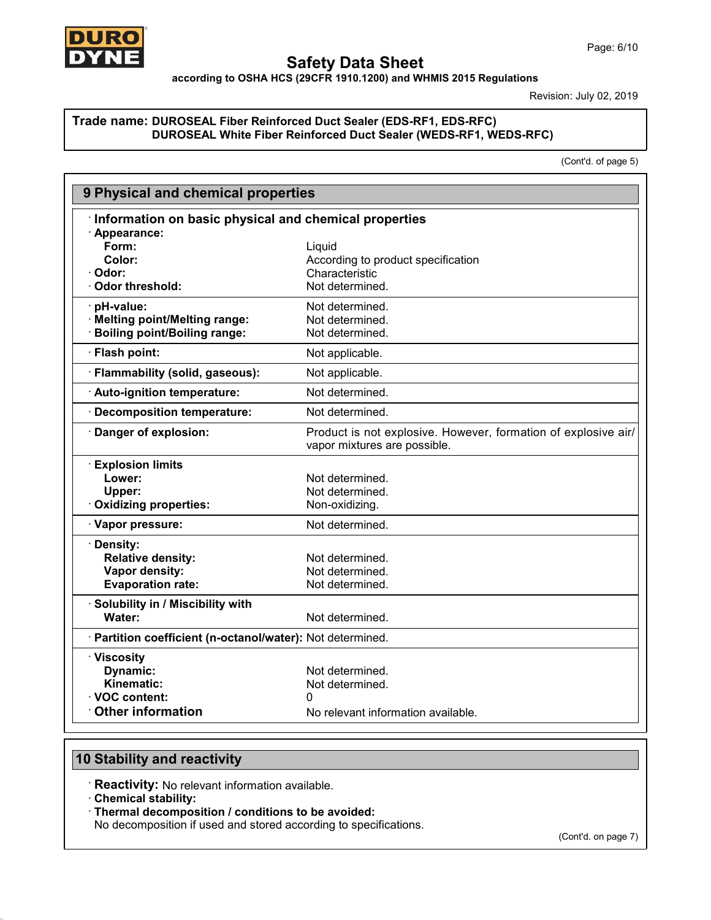# Safety Data Sheet

**according to OSHA HCS (29CFR 1910.1200) and WHMIS 2015 Regulations**

Revision: July 02, 2019

**Trade name: DUROSEAL Fiber Reinforced Duct Sealer (EDS-RF1, EDS-RFC)**
**DUROSEAL White Fiber Reinforced Duct Sealer (WEDS-RF1, WEDS-RFC)**

(Cont'd. of page 5)

## 9 Physical and chemical properties

| · Information on basic physical and chemical properties | |
|---|---|
| · **Appearance:** | |
| **Form:** | Liquid |
| **Color:** | According to product specification |
| · **Odor:** | Characteristic |
| · **Odor threshold:** | Not determined. |
| · **pH-value:** | Not determined. |
| · **Melting point/Melting range:** | Not determined. |
| · **Boiling point/Boiling range:** | Not determined. |
| · **Flash point:** | Not applicable. |
| · **Flammability (solid, gaseous):** | Not applicable. |
| · **Auto-ignition temperature:** | Not determined. |
| · **Decomposition temperature:** | Not determined. |
| · **Danger of explosion:** | Product is not explosive. However, formation of explosive air/vapor mixtures are possible. |
| · **Explosion limits** | |
| **Lower:** | Not determined. |
| **Upper:** | Not determined. |
| · **Oxidizing properties:** | Non-oxidizing. |
| · **Vapor pressure:** | Not determined. |
| · **Density:** | |
| **Relative density:** | Not determined. |
| **Vapor density:** | Not determined. |
| **Evaporation rate:** | Not determined. |
| · **Solubility in / Miscibility with** | |
| **Water:** | Not determined. |
| · **Partition coefficient (n-octanol/water):** | Not determined. |
| · **Viscosity** | |
| **Dynamic:** | Not determined. |
| **Kinematic:** | Not determined. |
| · **VOC content:** | 0 |
| · **Other information** | No relevant information available. |

## 10 Stability and reactivity

· **Reactivity:** No relevant information available.

· **Chemical stability:**

· **Thermal decomposition / conditions to be avoided:**
No decomposition if used and stored according to specifications.

(Cont'd. on page 7)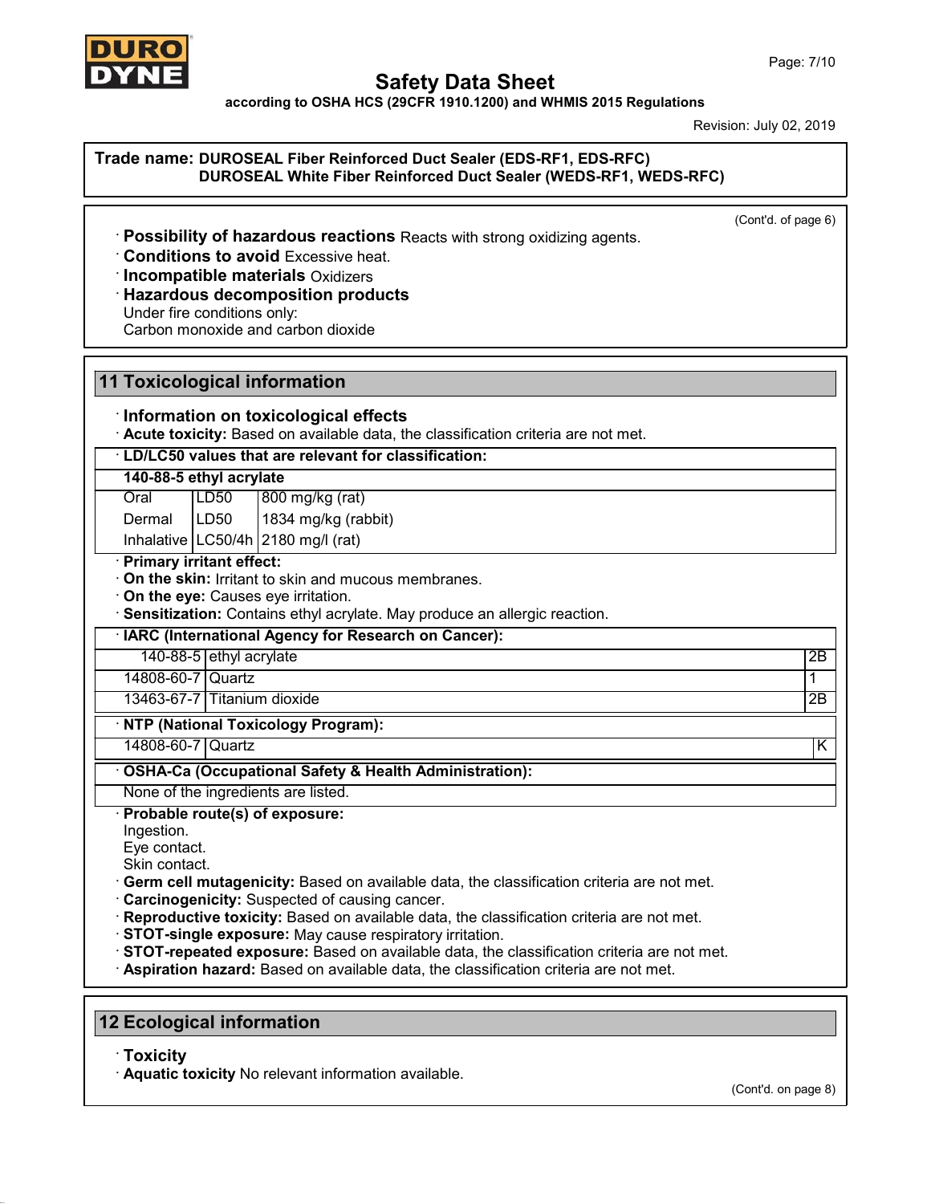**Trade name: DUROSEAL Fiber Reinforced Duct Sealer (EDS-RF1, EDS-RFC)**
**DUROSEAL White Fiber Reinforced Duct Sealer (WEDS-RF1, WEDS-RFC)**

(Cont'd. of page 6)

· **Possibility of hazardous reactions** Reacts with strong oxidizing agents.
· **Conditions to avoid** Excessive heat.
· **Incompatible materials** Oxidizers
· **Hazardous decomposition products**
Under fire conditions only:
Carbon monoxide and carbon dioxide

## 11 Toxicological information

· **Information on toxicological effects**
· **Acute toxicity:** Based on available data, the classification criteria are not met.

· **LD/LC50 values that are relevant for classification:**

| **140-88-5 ethyl acrylate** | | |
|---|---|---|
| Oral | LD50 | 800 mg/kg (rat) |
| Dermal | LD50 | 1834 mg/kg (rabbit) |
| Inhalative | LC50/4h | 2180 mg/l (rat) |

· **Primary irritant effect:**
· **On the skin:** Irritant to skin and mucous membranes.
· **On the eye:** Causes eye irritation.
· **Sensitization:** Contains ethyl acrylate. May produce an allergic reaction.

· **IARC (International Agency for Research on Cancer):**

| | | |
|---|---|---|
| 140-88-5 | ethyl acrylate | 2B |
| 14808-60-7 | Quartz | 1 |
| 13463-67-7 | Titanium dioxide | 2B |

· **NTP (National Toxicology Program):**

| | | |
|---|---|---|
| 14808-60-7 | Quartz | K |

· **OSHA-Ca (Occupational Safety & Health Administration):**

None of the ingredients are listed.

· **Probable route(s) of exposure:**
Ingestion.
Eye contact.
Skin contact.
· **Germ cell mutagenicity:** Based on available data, the classification criteria are not met.
· **Carcinogenicity:** Suspected of causing cancer.
· **Reproductive toxicity:** Based on available data, the classification criteria are not met.
· **STOT-single exposure:** May cause respiratory irritation.
· **STOT-repeated exposure:** Based on available data, the classification criteria are not met.
· **Aspiration hazard:** Based on available data, the classification criteria are not met.

## 12 Ecological information

· **Toxicity**
· **Aquatic toxicity** No relevant information available.

(Cont'd. on page 8)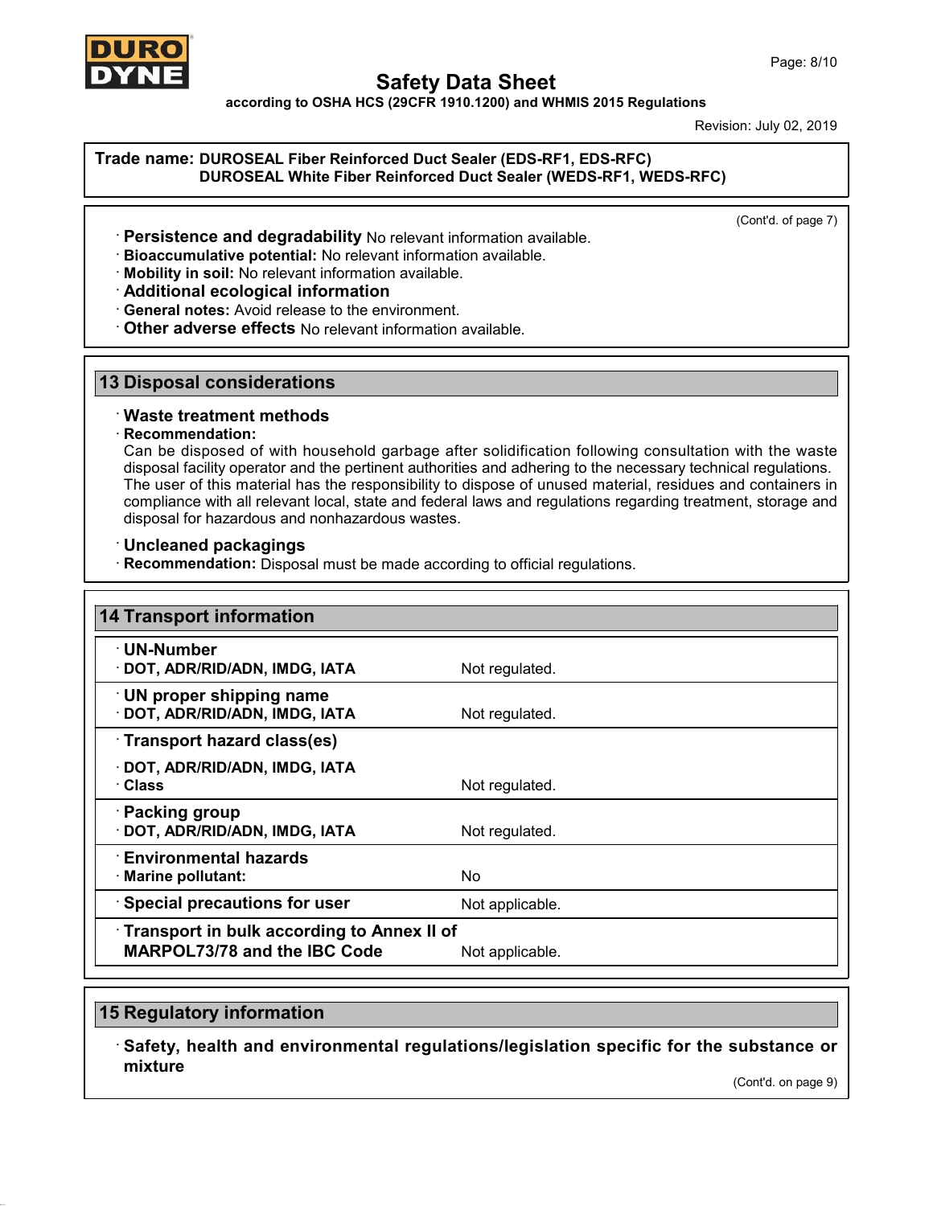**Trade name: DUROSEAL Fiber Reinforced Duct Sealer (EDS-RF1, EDS-RFC)**
**DUROSEAL White Fiber Reinforced Duct Sealer (WEDS-RF1, WEDS-RFC)**

(Cont'd. of page 7)

- **Persistence and degradability** No relevant information available.
- **Bioaccumulative potential:** No relevant information available.
- **Mobility in soil:** No relevant information available.
- **Additional ecological information**
- **General notes:** Avoid release to the environment.
- **Other adverse effects** No relevant information available.

## 13 Disposal considerations

- **Waste treatment methods**
- **Recommendation:**
Can be disposed of with household garbage after solidification following consultation with the waste disposal facility operator and the pertinent authorities and adhering to the necessary technical regulations. The user of this material has the responsibility to dispose of unused material, residues and containers in compliance with all relevant local, state and federal laws and regulations regarding treatment, storage and disposal for hazardous and nonhazardous wastes.

- **Uncleaned packagings**
- **Recommendation:** Disposal must be made according to official regulations.

## 14 Transport information

| | |
|---|---|
| **UN-Number** | |
| **DOT, ADR/RID/ADN, IMDG, IATA** | Not regulated. |
| **UN proper shipping name** | |
| **DOT, ADR/RID/ADN, IMDG, IATA** | Not regulated. |
| **Transport hazard class(es)** | |
| **DOT, ADR/RID/ADN, IMDG, IATA** | |
| **Class** | Not regulated. |
| **Packing group** | |
| **DOT, ADR/RID/ADN, IMDG, IATA** | Not regulated. |
| **Environmental hazards** | |
| **Marine pollutant:** | No |
| **Special precautions for user** | Not applicable. |
| **Transport in bulk according to Annex II of MARPOL73/78 and the IBC Code** | Not applicable. |

## 15 Regulatory information

- **Safety, health and environmental regulations/legislation specific for the substance or mixture**

(Cont'd. on page 9)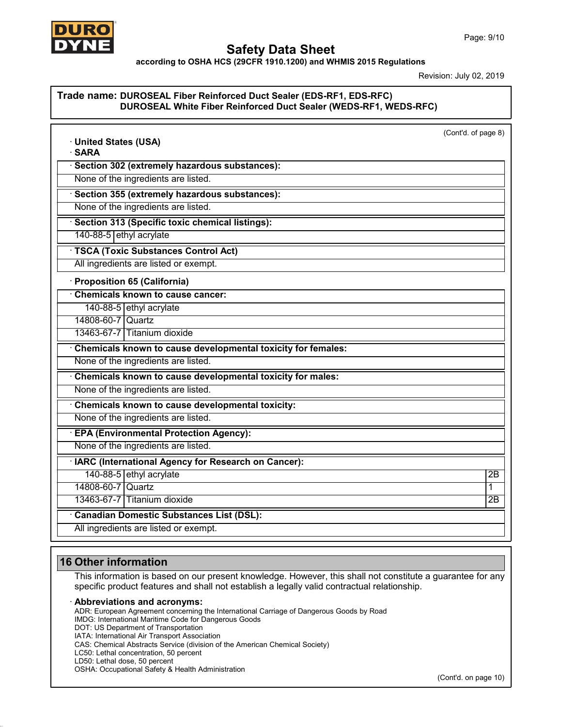**Trade name: DUROSEAL Fiber Reinforced Duct Sealer (EDS-RF1, EDS-RFC)**
**DUROSEAL White Fiber Reinforced Duct Sealer (WEDS-RF1, WEDS-RFC)**

(Cont'd. of page 8)

· **United States (USA)**

· **SARA**

· **Section 302 (extremely hazardous substances):**

None of the ingredients are listed.

· **Section 355 (extremely hazardous substances):**

None of the ingredients are listed.

· **Section 313 (Specific toxic chemical listings):**

| | |
|---|---|
| 140-88-5 | ethyl acrylate |

· **TSCA (Toxic Substances Control Act)**

All ingredients are listed or exempt.

· **Proposition 65 (California)**

· **Chemicals known to cause cancer:**

| | |
|---|---|
| 140-88-5 | ethyl acrylate |
| 14808-60-7 | Quartz |
| 13463-67-7 | Titanium dioxide |

· **Chemicals known to cause developmental toxicity for females:**

None of the ingredients are listed.

· **Chemicals known to cause developmental toxicity for males:**

None of the ingredients are listed.

· **Chemicals known to cause developmental toxicity:**

None of the ingredients are listed.

· **EPA (Environmental Protection Agency):**

None of the ingredients are listed.

· **IARC (International Agency for Research on Cancer):**

| | | |
|---|---|---|
| 140-88-5 | ethyl acrylate | 2B |
| 14808-60-7 | Quartz | 1 |
| 13463-67-7 | Titanium dioxide | 2B |

· **Canadian Domestic Substances List (DSL):**

All ingredients are listed or exempt.

## 16 Other information

This information is based on our present knowledge. However, this shall not constitute a guarantee for any specific product features and shall not establish a legally valid contractual relationship.

· **Abbreviations and acronyms:**

ADR: European Agreement concerning the International Carriage of Dangerous Goods by Road
IMDG: International Maritime Code for Dangerous Goods
DOT: US Department of Transportation
IATA: International Air Transport Association
CAS: Chemical Abstracts Service (division of the American Chemical Society)
LC50: Lethal concentration, 50 percent
LD50: Lethal dose, 50 percent
OSHA: Occupational Safety & Health Administration

(Cont'd. on page 10)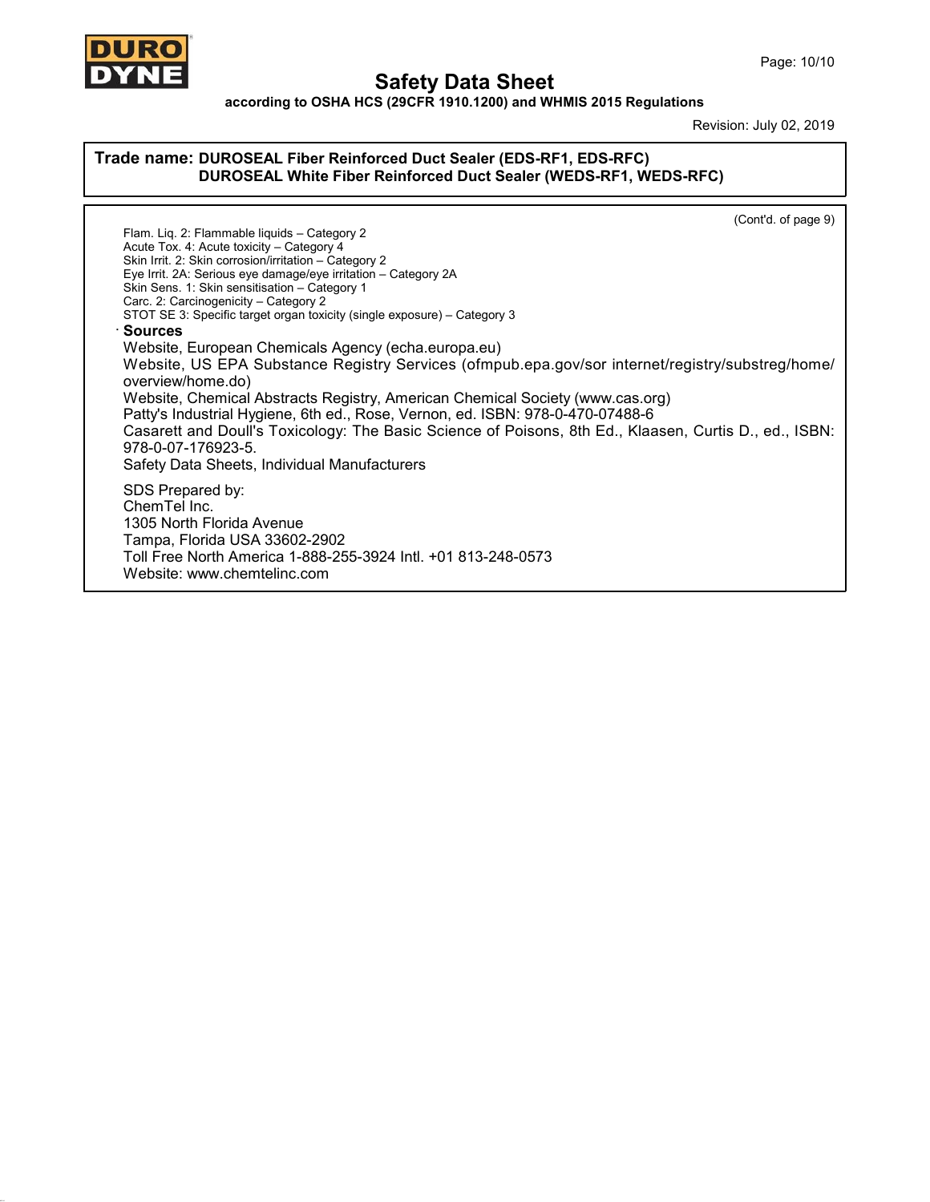**Trade name: DUROSEAL Fiber Reinforced Duct Sealer (EDS-RF1, EDS-RFC)**
**DUROSEAL White Fiber Reinforced Duct Sealer (WEDS-RF1, WEDS-RFC)**

(Cont'd. of page 9)

Flam. Liq. 2: Flammable liquids – Category 2
Acute Tox. 4: Acute toxicity – Category 4
Skin Irrit. 2: Skin corrosion/irritation – Category 2
Eye Irrit. 2A: Serious eye damage/eye irritation – Category 2A
Skin Sens. 1: Skin sensitisation – Category 1
Carc. 2: Carcinogenicity – Category 2
STOT SE 3: Specific target organ toxicity (single exposure) – Category 3

· **Sources**

Website, European Chemicals Agency (echa.europa.eu)
Website, US EPA Substance Registry Services (ofmpub.epa.gov/sor internet/registry/substreg/home/overview/home.do)
Website, Chemical Abstracts Registry, American Chemical Society (www.cas.org)
Patty's Industrial Hygiene, 6th ed., Rose, Vernon, ed. ISBN: 978-0-470-07488-6
Casarett and Doull's Toxicology: The Basic Science of Poisons, 8th Ed., Klaasen, Curtis D., ed., ISBN: 978-0-07-176923-5.
Safety Data Sheets, Individual Manufacturers

SDS Prepared by:
ChemTel Inc.
1305 North Florida Avenue
Tampa, Florida USA 33602-2902
Toll Free North America 1-888-255-3924 Intl. +01 813-248-0573
Website: www.chemtelinc.com